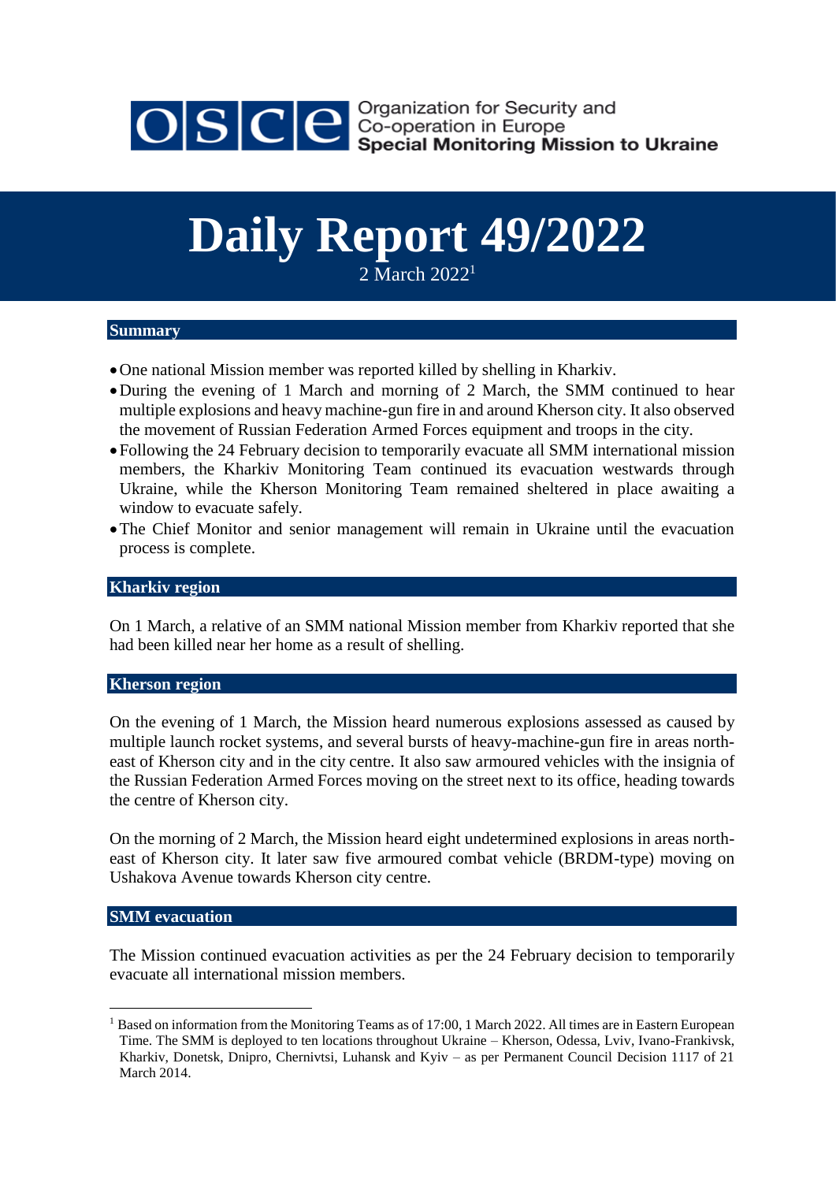Organization for Security and Co-operation in Europe
**Special Monitoring Mission to Ukraine**

# Daily Report 49/2022

2 March 2022[1]

## Summary

- One national Mission member was reported killed by shelling in Kharkiv.
- During the evening of 1 March and morning of 2 March, the SMM continued to hear multiple explosions and heavy machine-gun fire in and around Kherson city. It also observed the movement of Russian Federation Armed Forces equipment and troops in the city.
- Following the 24 February decision to temporarily evacuate all SMM international mission members, the Kharkiv Monitoring Team continued its evacuation westwards through Ukraine, while the Kherson Monitoring Team remained sheltered in place awaiting a window to evacuate safely.
- The Chief Monitor and senior management will remain in Ukraine until the evacuation process is complete.

## Kharkiv region

On 1 March, a relative of an SMM national Mission member from Kharkiv reported that she had been killed near her home as a result of shelling.

## Kherson region

On the evening of 1 March, the Mission heard numerous explosions assessed as caused by multiple launch rocket systems, and several bursts of heavy-machine-gun fire in areas north-east of Kherson city and in the city centre. It also saw armoured vehicles with the insignia of the Russian Federation Armed Forces moving on the street next to its office, heading towards the centre of Kherson city.

On the morning of 2 March, the Mission heard eight undetermined explosions in areas north-east of Kherson city. It later saw five armoured combat vehicle (BRDM-type) moving on Ushakova Avenue towards Kherson city centre.

## SMM evacuation

The Mission continued evacuation activities as per the 24 February decision to temporarily evacuate all international mission members.

---

[1] Based on information from the Monitoring Teams as of 17:00, 1 March 2022. All times are in Eastern European Time. The SMM is deployed to ten locations throughout Ukraine – Kherson, Odessa, Lviv, Ivano-Frankivsk, Kharkiv, Donetsk, Dnipro, Chernivtsi, Luhansk and Kyiv – as per Permanent Council Decision 1117 of 21 March 2014.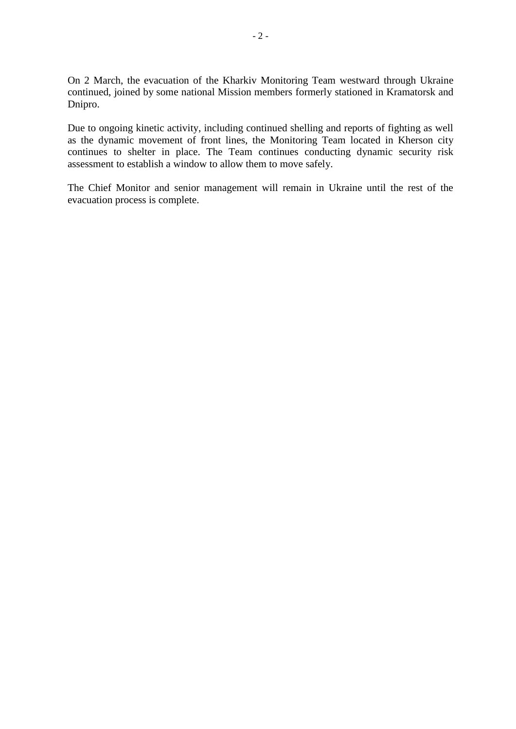On 2 March, the evacuation of the Kharkiv Monitoring Team westward through Ukraine continued, joined by some national Mission members formerly stationed in Kramatorsk and Dnipro.

Due to ongoing kinetic activity, including continued shelling and reports of fighting as well as the dynamic movement of front lines, the Monitoring Team located in Kherson city continues to shelter in place. The Team continues conducting dynamic security risk assessment to establish a window to allow them to move safely.

The Chief Monitor and senior management will remain in Ukraine until the rest of the evacuation process is complete.